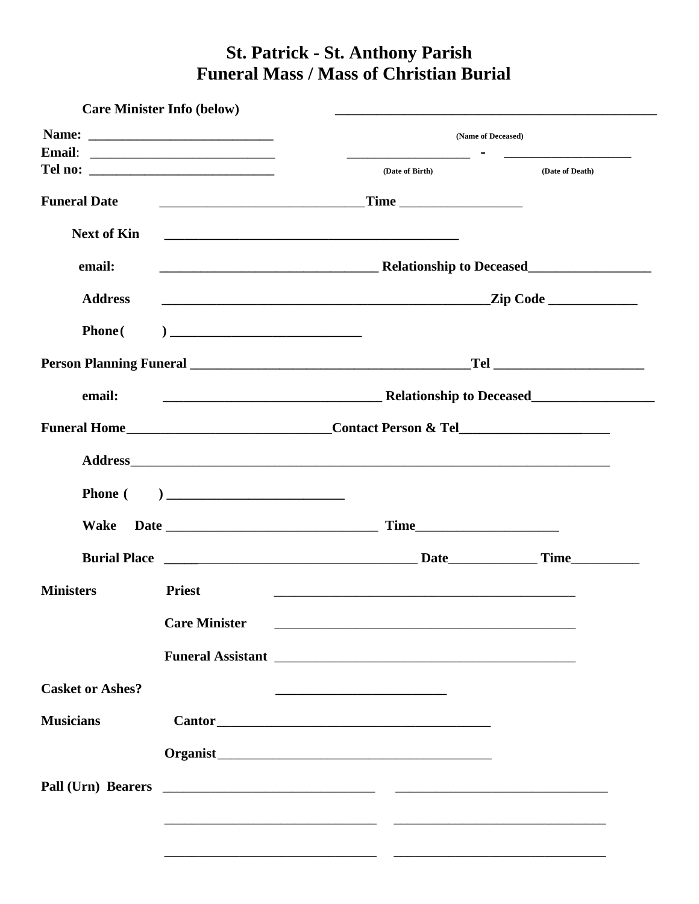# St. Patrick - St. Anthony Parish
# Funeral Mass / Mass of Christian Burial

**Care Minister Info (below)** ______________________________________________

**Name:** __________________________ (Name of Deceased)

**Email**: __________________________ __________________ - ____________________

**Tel no:** __________________________ (Date of Birth) (Date of Death)

**Funeral Date** ______________________________ **Time** __________________

**Next of Kin** ____________________________________________

**email:** ________________________________ **Relationship to Deceased** __________________

**Address** ________________________________________________ **Zip Code** _____________

**Phone** ( ) ____________________________

**Person Planning Funeral** __________________________________________ **Tel** _____________________

**email:** ________________________________ **Relationship to Deceased** __________________

**Funeral Home** ______________________________ **Contact Person & Tel** ______________________

**Address** ________________________________________________________________________

**Phone** ( ) __________________________

**Wake Date** _______________________________ **Time** ____________________

**Burial Place** _________________________________ **Date** _____________ **Time** __________

**Ministers** **Priest** ______________________________________________

**Care Minister** ______________________________________________

**Funeral Assistant** ______________________________________________

**Casket or Ashes?** _________________________

**Musicians** **Cantor** ________________________________________

**Organist** ________________________________________

**Pall (Urn) Bearers** ________________________________ ________________________________

________________________________ ________________________________

________________________________ ________________________________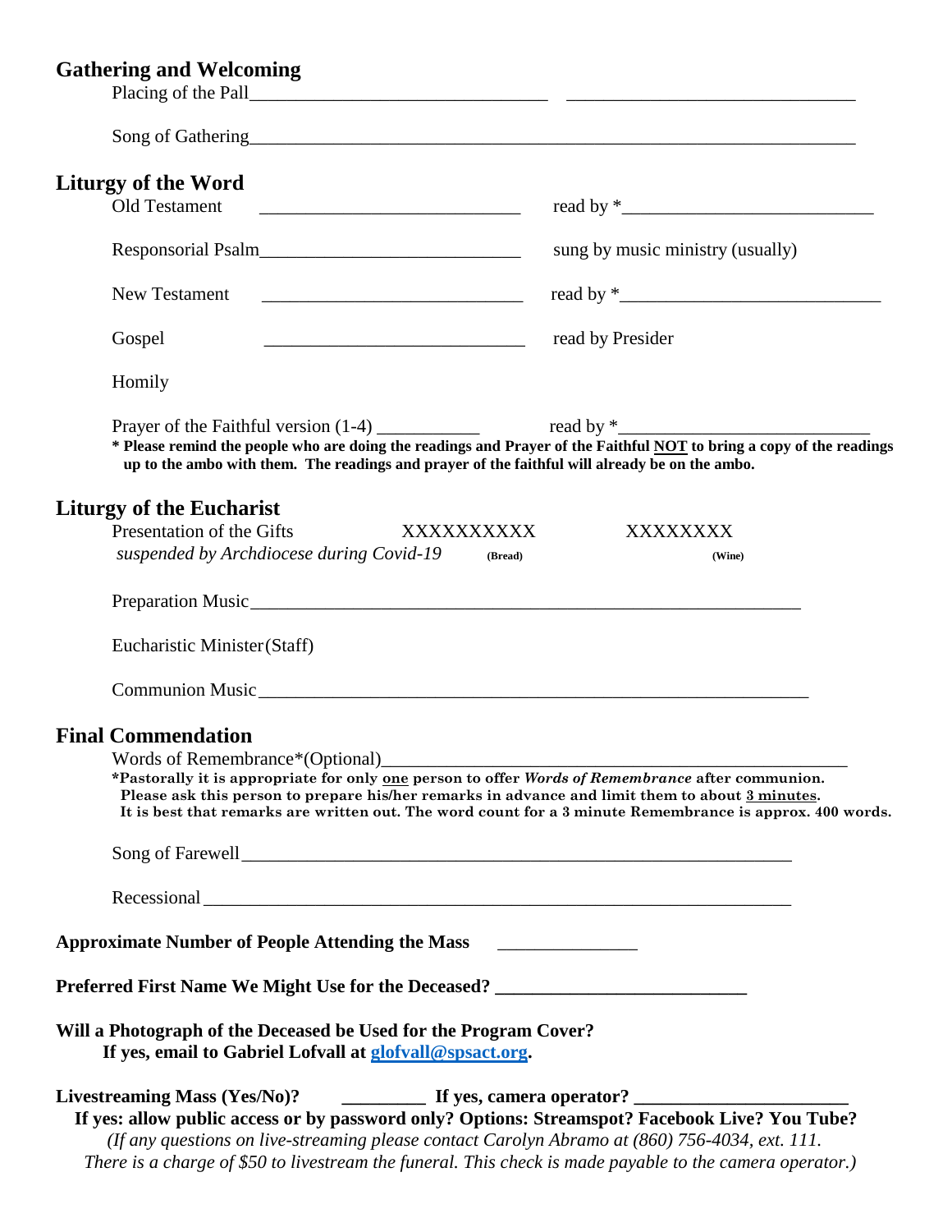## Gathering and Welcoming

Placing of the Pall_______________________________ _______________________________

Song of Gathering_________________________________________________________________

## Liturgy of the Word

Old Testament ____________________________ read by *___________________________

Responsorial Psalm____________________________ sung by music ministry (usually)

New Testament ____________________________ read by *___________________________

Gospel ____________________________ read by Presider

Homily

Prayer of the Faithful version (1-4) ___________ read by *___________________________

**\* Please remind the people who are doing the readings and Prayer of the Faithful NOT to bring a copy of the readings up to the ambo with them. The readings and prayer of the faithful will already be on the ambo.**

## Liturgy of the Eucharist

Presentation of the Gifts XXXXXXXXXX XXXXXXXX

*suspended by Archdiocese during Covid-19* **(Bread)** **(Wine)**

Preparation Music_________________________________________________________

Eucharistic Minister(Staff)

Communion Music_________________________________________________________

## Final Commendation

Words of Remembrance*(Optional)___________________________________________

**\*Pastorally it is appropriate for only one person to offer *Words of Remembrance* after communion. Please ask this person to prepare his/her remarks in advance and limit them to about 3 minutes. It is best that remarks are written out. The word count for a 3 minute Remembrance is approx. 400 words.**

Song of Farewell_________________________________________________________

Recessional_____________________________________________________________

**Approximate Number of People Attending the Mass** _______________

**Preferred First Name We Might Use for the Deceased? ___________________________**

**Will a Photograph of the Deceased be Used for the Program Cover?**
**If yes, email to Gabriel Lofvall at glofvall@spsact.org.**

**Livestreaming Mass (Yes/No)?** _________ **If yes, camera operator? _______________________**
**If yes: allow public access or by password only? Options: Streamspot? Facebook Live? You Tube?**
*(If any questions on live-streaming please contact Carolyn Abramo at (860) 756-4034, ext. 111. There is a charge of $50 to livestream the funeral. This check is made payable to the camera operator.)*